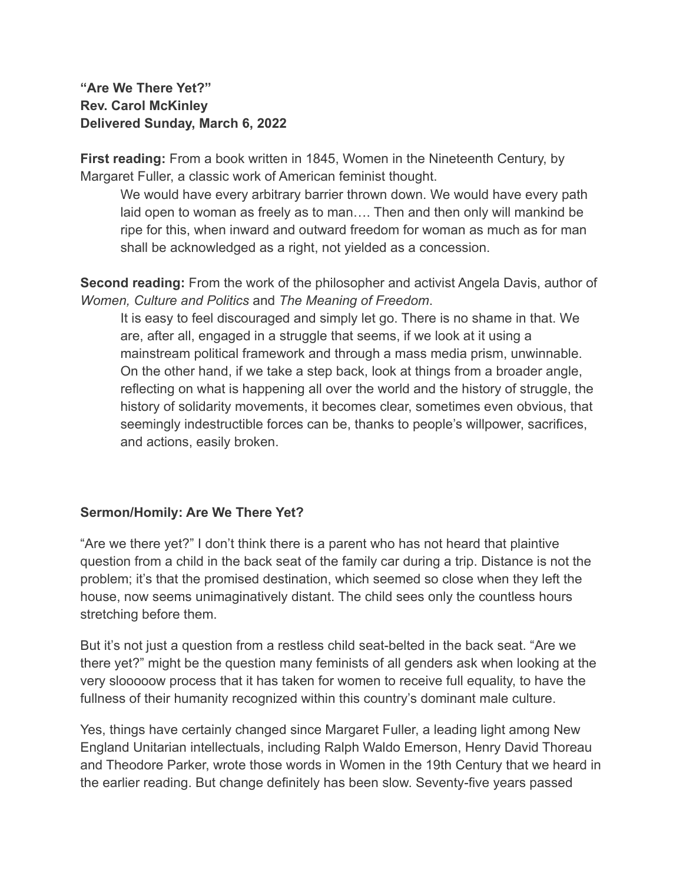**“Are We There Yet?”**
**Rev. Carol McKinley**
**Delivered Sunday, March 6, 2022**

**First reading:** From a book written in 1845, Women in the Nineteenth Century, by Margaret Fuller, a classic work of American feminist thought.

> We would have every arbitrary barrier thrown down. We would have every path laid open to woman as freely as to man…. Then and then only will mankind be ripe for this, when inward and outward freedom for woman as much as for man shall be acknowledged as a right, not yielded as a concession.

**Second reading:** From the work of the philosopher and activist Angela Davis, author of *Women, Culture and Politics* and *The Meaning of Freedom*.

> It is easy to feel discouraged and simply let go. There is no shame in that. We are, after all, engaged in a struggle that seems, if we look at it using a mainstream political framework and through a mass media prism, unwinnable. On the other hand, if we take a step back, look at things from a broader angle, reflecting on what is happening all over the world and the history of struggle, the history of solidarity movements, it becomes clear, sometimes even obvious, that seemingly indestructible forces can be, thanks to people’s willpower, sacrifices, and actions, easily broken.

**Sermon/Homily: Are We There Yet?**

“Are we there yet?” I don’t think there is a parent who has not heard that plaintive question from a child in the back seat of the family car during a trip. Distance is not the problem; it’s that the promised destination, which seemed so close when they left the house, now seems unimaginatively distant. The child sees only the countless hours stretching before them.

But it’s not just a question from a restless child seat-belted in the back seat. “Are we there yet?” might be the question many feminists of all genders ask when looking at the very slooooow process that it has taken for women to receive full equality, to have the fullness of their humanity recognized within this country’s dominant male culture.

Yes, things have certainly changed since Margaret Fuller, a leading light among New England Unitarian intellectuals, including Ralph Waldo Emerson, Henry David Thoreau and Theodore Parker, wrote those words in Women in the 19th Century that we heard in the earlier reading. But change definitely has been slow. Seventy-five years passed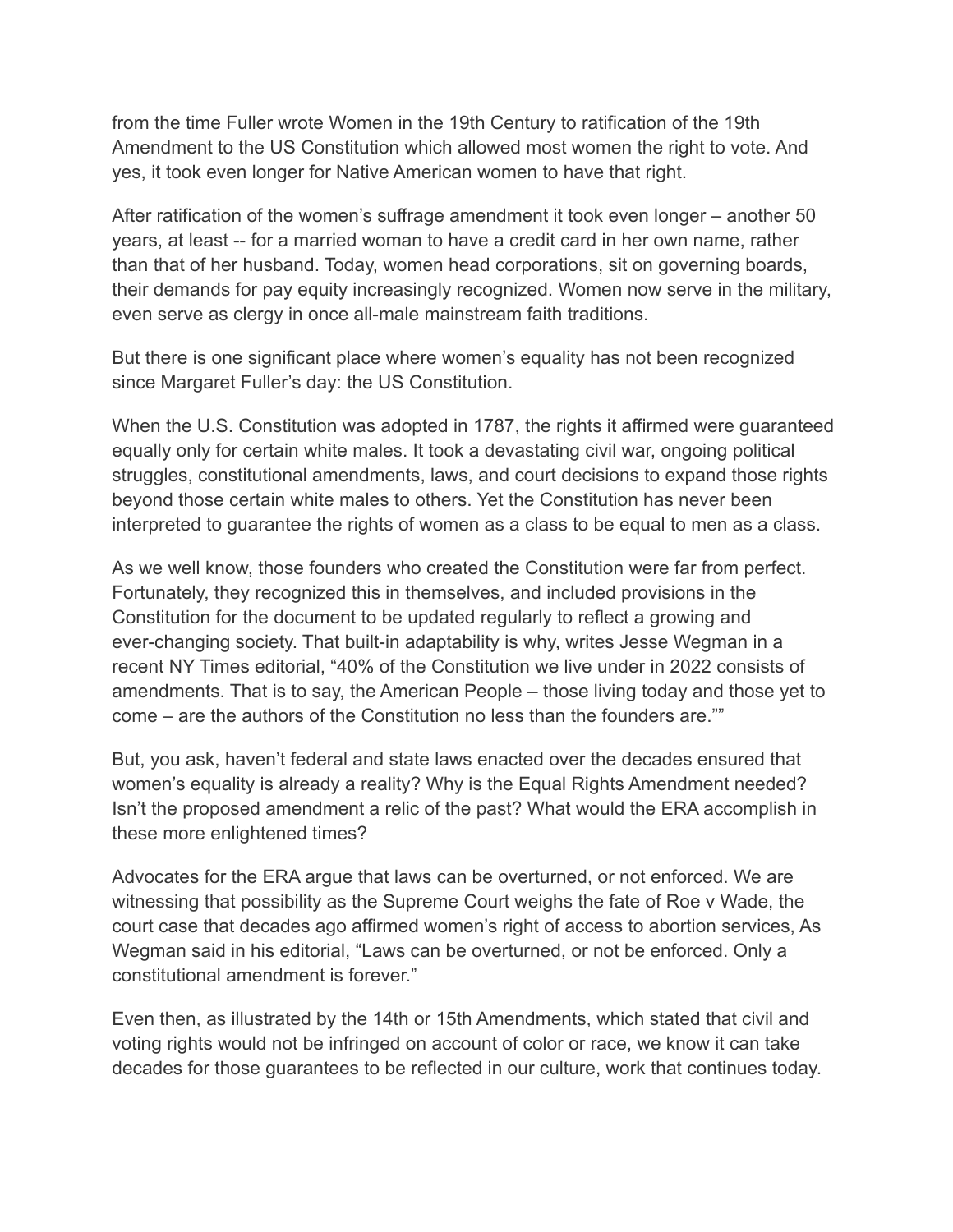from the time Fuller wrote Women in the 19th Century to ratification of the 19th Amendment to the US Constitution which allowed most women the right to vote. And yes, it took even longer for Native American women to have that right.

After ratification of the women's suffrage amendment it took even longer – another 50 years, at least -- for a married woman to have a credit card in her own name, rather than that of her husband. Today, women head corporations, sit on governing boards, their demands for pay equity increasingly recognized. Women now serve in the military, even serve as clergy in once all-male mainstream faith traditions.

But there is one significant place where women's equality has not been recognized since Margaret Fuller's day: the US Constitution.

When the U.S. Constitution was adopted in 1787, the rights it affirmed were guaranteed equally only for certain white males. It took a devastating civil war, ongoing political struggles, constitutional amendments, laws, and court decisions to expand those rights beyond those certain white males to others. Yet the Constitution has never been interpreted to guarantee the rights of women as a class to be equal to men as a class.

As we well know, those founders who created the Constitution were far from perfect. Fortunately, they recognized this in themselves, and included provisions in the Constitution for the document to be updated regularly to reflect a growing and ever-changing society. That built-in adaptability is why, writes Jesse Wegman in a recent NY Times editorial, "40% of the Constitution we live under in 2022 consists of amendments. That is to say, the American People – those living today and those yet to come – are the authors of the Constitution no less than the founders are.""

But, you ask, haven't federal and state laws enacted over the decades ensured that women's equality is already a reality? Why is the Equal Rights Amendment needed? Isn't the proposed amendment a relic of the past? What would the ERA accomplish in these more enlightened times?

Advocates for the ERA argue that laws can be overturned, or not enforced. We are witnessing that possibility as the Supreme Court weighs the fate of Roe v Wade, the court case that decades ago affirmed women's right of access to abortion services, As Wegman said in his editorial, "Laws can be overturned, or not be enforced. Only a constitutional amendment is forever."

Even then, as illustrated by the 14th or 15th Amendments, which stated that civil and voting rights would not be infringed on account of color or race, we know it can take decades for those guarantees to be reflected in our culture, work that continues today.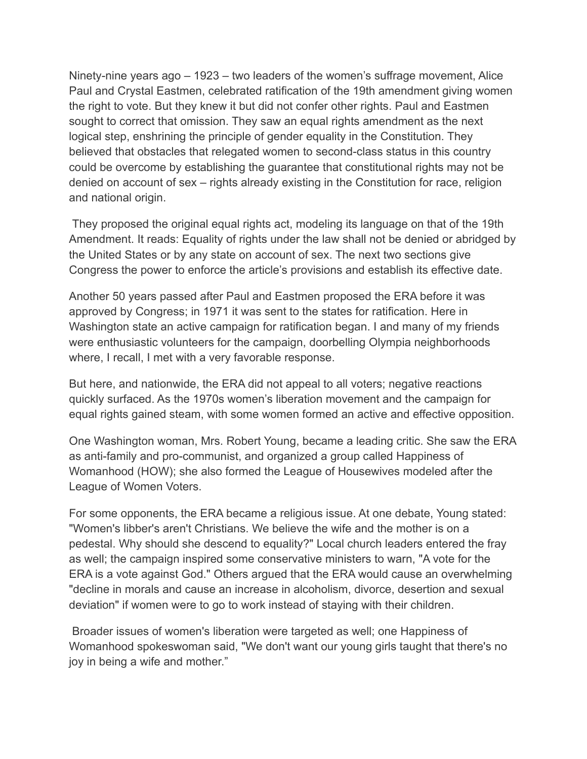Ninety-nine years ago – 1923 – two leaders of the women's suffrage movement, Alice Paul and Crystal Eastmen, celebrated ratification of the 19th amendment giving women the right to vote. But they knew it but did not confer other rights. Paul and Eastmen sought to correct that omission. They saw an equal rights amendment as the next logical step, enshrining the principle of gender equality in the Constitution. They believed that obstacles that relegated women to second-class status in this country could be overcome by establishing the guarantee that constitutional rights may not be denied on account of sex – rights already existing in the Constitution for race, religion and national origin.

They proposed the original equal rights act, modeling its language on that of the 19th Amendment. It reads: Equality of rights under the law shall not be denied or abridged by the United States or by any state on account of sex. The next two sections give Congress the power to enforce the article's provisions and establish its effective date.

Another 50 years passed after Paul and Eastmen proposed the ERA before it was approved by Congress; in 1971 it was sent to the states for ratification. Here in Washington state an active campaign for ratification began. I and many of my friends were enthusiastic volunteers for the campaign, doorbelling Olympia neighborhoods where, I recall, I met with a very favorable response.

But here, and nationwide, the ERA did not appeal to all voters; negative reactions quickly surfaced. As the 1970s women's liberation movement and the campaign for equal rights gained steam, with some women formed an active and effective opposition.

One Washington woman, Mrs. Robert Young, became a leading critic. She saw the ERA as anti-family and pro-communist, and organized a group called Happiness of Womanhood (HOW); she also formed the League of Housewives modeled after the League of Women Voters.

For some opponents, the ERA became a religious issue. At one debate, Young stated: "Women's libber's aren't Christians. We believe the wife and the mother is on a pedestal. Why should she descend to equality?" Local church leaders entered the fray as well; the campaign inspired some conservative ministers to warn, "A vote for the ERA is a vote against God." Others argued that the ERA would cause an overwhelming "decline in morals and cause an increase in alcoholism, divorce, desertion and sexual deviation" if women were to go to work instead of staying with their children.

Broader issues of women's liberation were targeted as well; one Happiness of Womanhood spokeswoman said, "We don't want our young girls taught that there's no joy in being a wife and mother."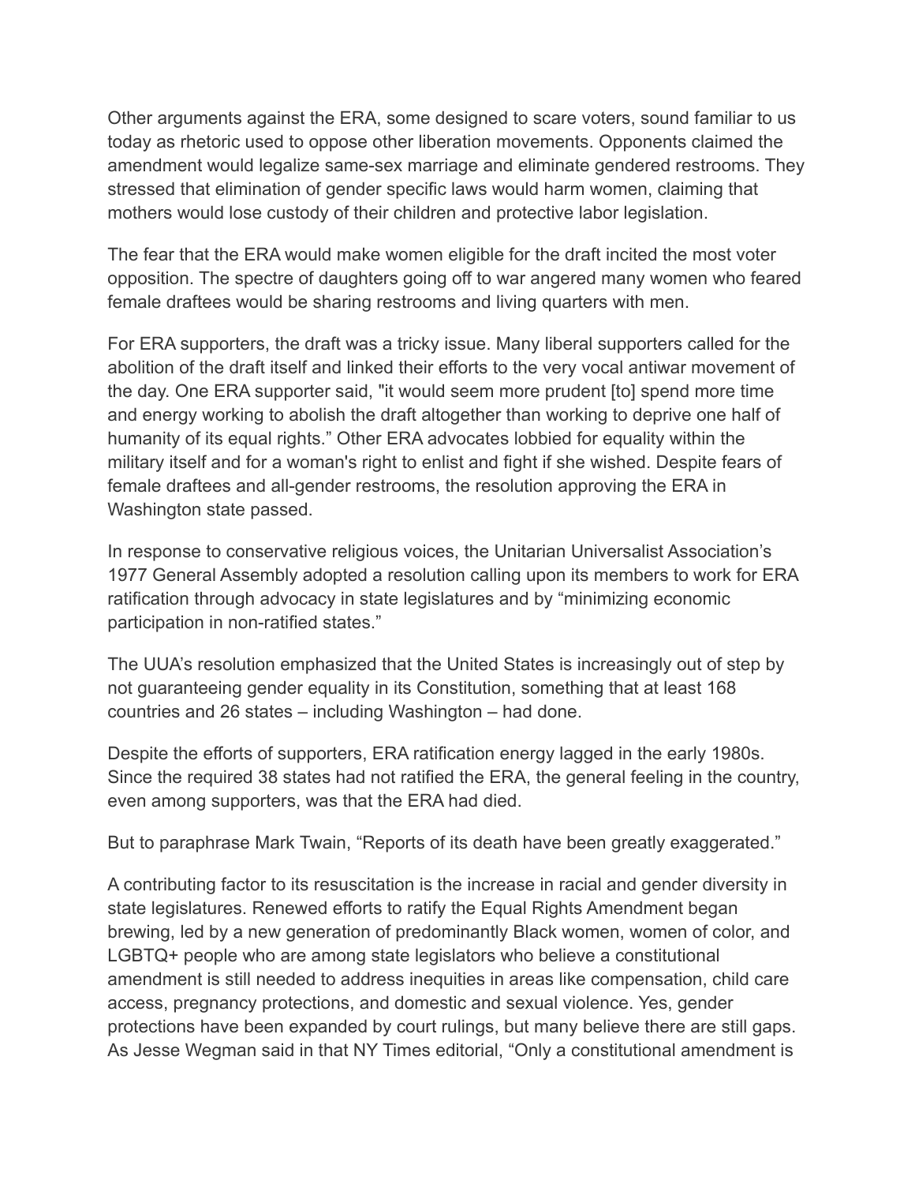Other arguments against the ERA, some designed to scare voters, sound familiar to us today as rhetoric used to oppose other liberation movements. Opponents claimed the amendment would legalize same-sex marriage and eliminate gendered restrooms. They stressed that elimination of gender specific laws would harm women, claiming that mothers would lose custody of their children and protective labor legislation.

The fear that the ERA would make women eligible for the draft incited the most voter opposition. The spectre of daughters going off to war angered many women who feared female draftees would be sharing restrooms and living quarters with men.

For ERA supporters, the draft was a tricky issue. Many liberal supporters called for the abolition of the draft itself and linked their efforts to the very vocal antiwar movement of the day. One ERA supporter said, "it would seem more prudent [to] spend more time and energy working to abolish the draft altogether than working to deprive one half of humanity of its equal rights." Other ERA advocates lobbied for equality within the military itself and for a woman's right to enlist and fight if she wished. Despite fears of female draftees and all-gender restrooms, the resolution approving the ERA in Washington state passed.

In response to conservative religious voices, the Unitarian Universalist Association's 1977 General Assembly adopted a resolution calling upon its members to work for ERA ratification through advocacy in state legislatures and by "minimizing economic participation in non-ratified states."

The UUA's resolution emphasized that the United States is increasingly out of step by not guaranteeing gender equality in its Constitution, something that at least 168 countries and 26 states – including Washington – had done.

Despite the efforts of supporters, ERA ratification energy lagged in the early 1980s. Since the required 38 states had not ratified the ERA, the general feeling in the country, even among supporters, was that the ERA had died.

But to paraphrase Mark Twain, "Reports of its death have been greatly exaggerated."

A contributing factor to its resuscitation is the increase in racial and gender diversity in state legislatures. Renewed efforts to ratify the Equal Rights Amendment began brewing, led by a new generation of predominantly Black women, women of color, and LGBTQ+ people who are among state legislators who believe a constitutional amendment is still needed to address inequities in areas like compensation, child care access, pregnancy protections, and domestic and sexual violence. Yes, gender protections have been expanded by court rulings, but many believe there are still gaps. As Jesse Wegman said in that NY Times editorial, "Only a constitutional amendment is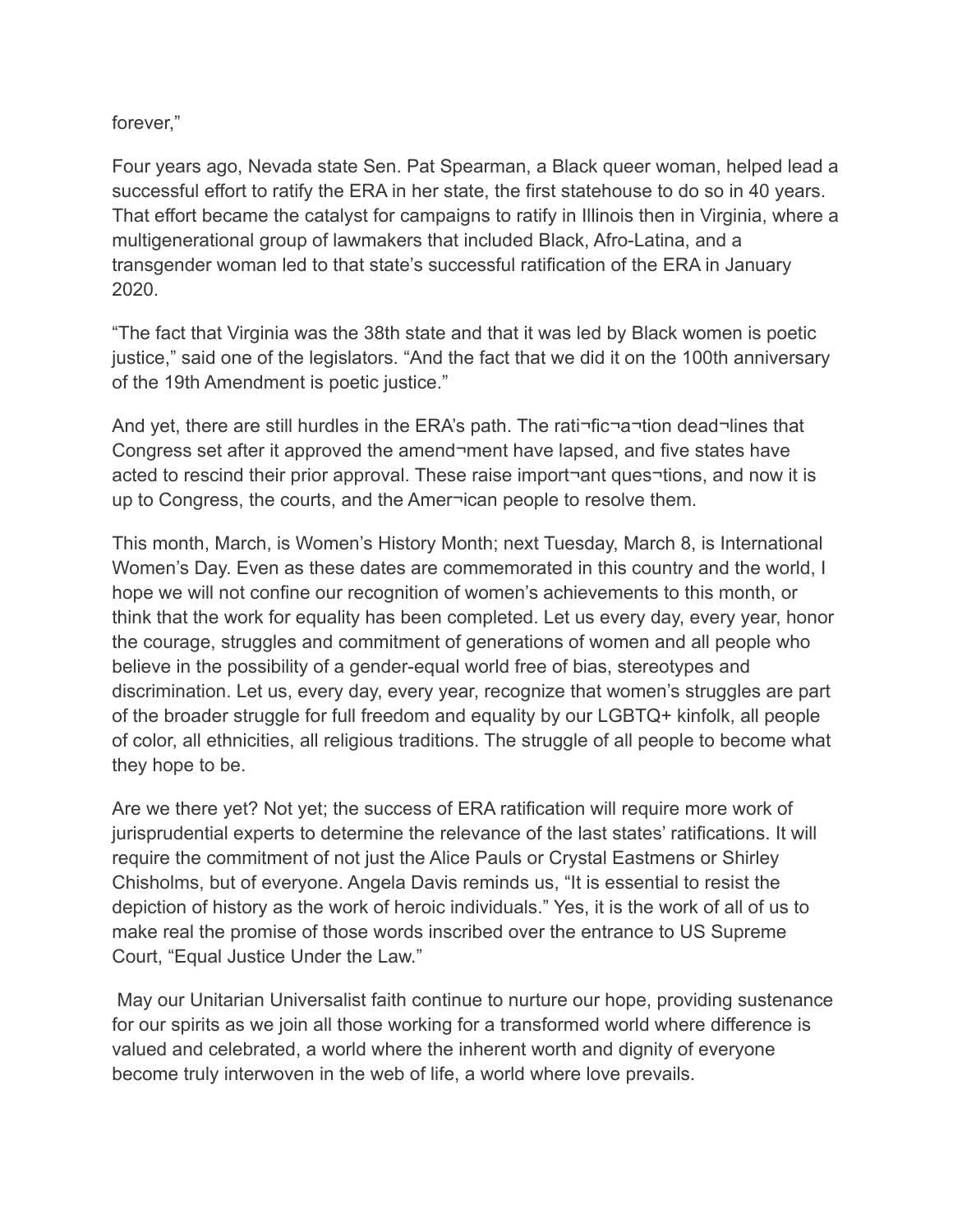forever,”

Four years ago, Nevada state Sen. Pat Spearman, a Black queer woman, helped lead a successful effort to ratify the ERA in her state, the first statehouse to do so in 40 years. That effort became the catalyst for campaigns to ratify in Illinois then in Virginia, where a multigenerational group of lawmakers that included Black, Afro-Latina, and a transgender woman led to that state’s successful ratification of the ERA in January 2020.

“The fact that Virginia was the 38th state and that it was led by Black women is poetic justice,” said one of the legislators. “And the fact that we did it on the 100th anniversary of the 19th Amendment is poetic justice.”

And yet, there are still hurdles in the ERA’s path. The rati¬fic¬a¬tion dead¬lines that Congress set after it approved the amend¬ment have lapsed, and five states have acted to rescind their prior approval. These raise import¬ant ques¬tions, and now it is up to Congress, the courts, and the Amer¬ican people to resolve them.

This month, March, is Women’s History Month; next Tuesday, March 8, is International Women’s Day. Even as these dates are commemorated in this country and the world, I hope we will not confine our recognition of women’s achievements to this month, or think that the work for equality has been completed. Let us every day, every year, honor the courage, struggles and commitment of generations of women and all people who believe in the possibility of a gender-equal world free of bias, stereotypes and discrimination. Let us, every day, every year, recognize that women’s struggles are part of the broader struggle for full freedom and equality by our LGBTQ+ kinfolk, all people of color, all ethnicities, all religious traditions. The struggle of all people to become what they hope to be.

Are we there yet? Not yet; the success of ERA ratification will require more work of jurisprudential experts to determine the relevance of the last states’ ratifications. It will require the commitment of not just the Alice Pauls or Crystal Eastmens or Shirley Chisholms, but of everyone. Angela Davis reminds us, “It is essential to resist the depiction of history as the work of heroic individuals.” Yes, it is the work of all of us to make real the promise of those words inscribed over the entrance to US Supreme Court, “Equal Justice Under the Law.”

May our Unitarian Universalist faith continue to nurture our hope, providing sustenance for our spirits as we join all those working for a transformed world where difference is valued and celebrated, a world where the inherent worth and dignity of everyone become truly interwoven in the web of life, a world where love prevails.